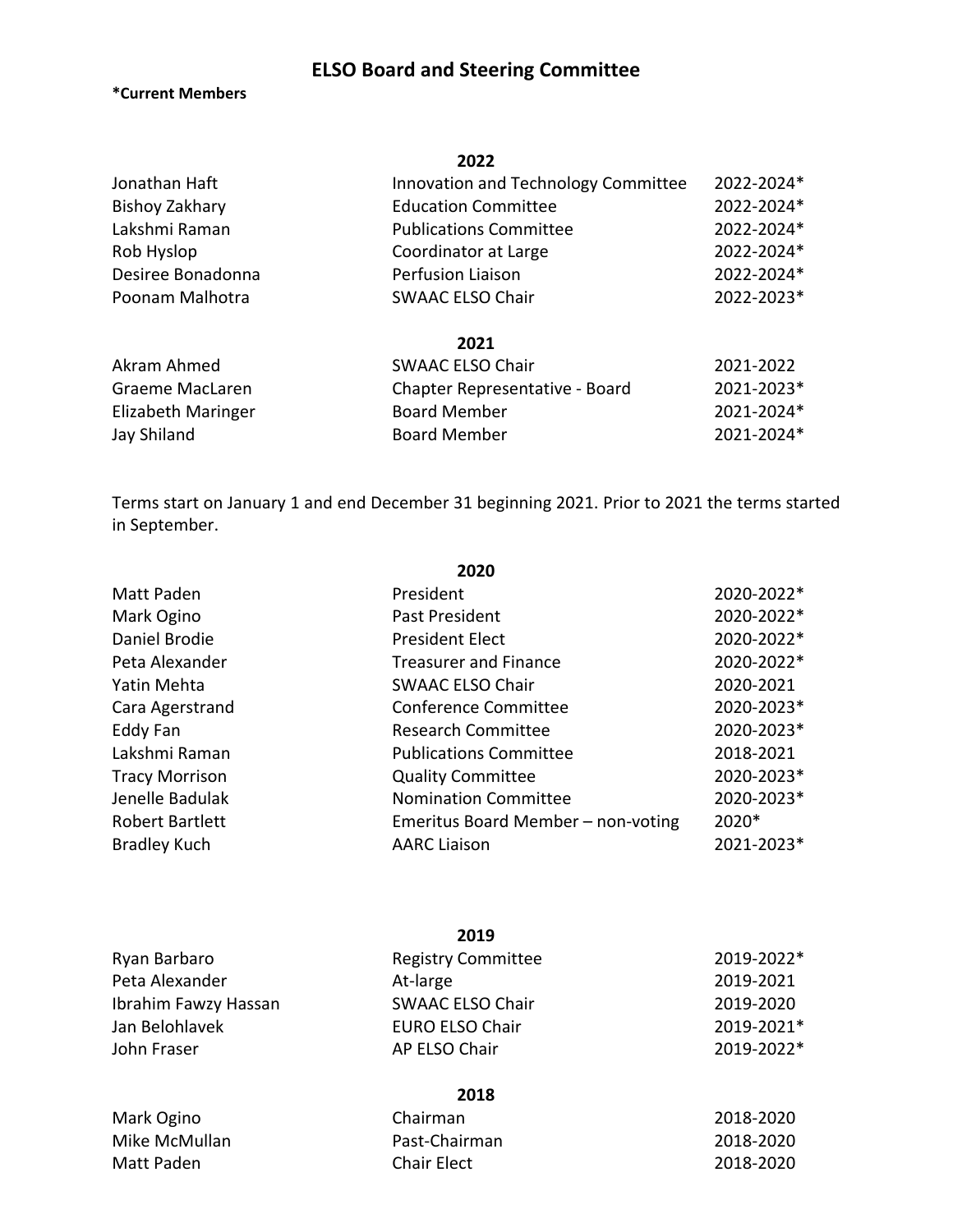# ELSO Board and Steering Committee

**\*Current Members**

### 2022

| | | |
|---|---|---|
| Jonathan Haft | Innovation and Technology Committee | 2022-2024* |
| Bishoy Zakhary | Education Committee | 2022-2024* |
| Lakshmi Raman | Publications Committee | 2022-2024* |
| Rob Hyslop | Coordinator at Large | 2022-2024* |
| Desiree Bonadonna | Perfusion Liaison | 2022-2024* |
| Poonam Malhotra | SWAAC ELSO Chair | 2022-2023* |

### 2021

| | | |
|---|---|---|
| Akram Ahmed | SWAAC ELSO Chair | 2021-2022 |
| Graeme MacLaren | Chapter Representative - Board | 2021-2023* |
| Elizabeth Maringer | Board Member | 2021-2024* |
| Jay Shiland | Board Member | 2021-2024* |

Terms start on January 1 and end December 31 beginning 2021. Prior to 2021 the terms started in September.

### 2020

| | | |
|---|---|---|
| Matt Paden | President | 2020-2022* |
| Mark Ogino | Past President | 2020-2022* |
| Daniel Brodie | President Elect | 2020-2022* |
| Peta Alexander | Treasurer and Finance | 2020-2022* |
| Yatin Mehta | SWAAC ELSO Chair | 2020-2021 |
| Cara Agerstrand | Conference Committee | 2020-2023* |
| Eddy Fan | Research Committee | 2020-2023* |
| Lakshmi Raman | Publications Committee | 2018-2021 |
| Tracy Morrison | Quality Committee | 2020-2023* |
| Jenelle Badulak | Nomination Committee | 2020-2023* |
| Robert Bartlett | Emeritus Board Member – non-voting | 2020* |
| Bradley Kuch | AARC Liaison | 2021-2023* |

### 2019

| | | |
|---|---|---|
| Ryan Barbaro | Registry Committee | 2019-2022* |
| Peta Alexander | At-large | 2019-2021 |
| Ibrahim Fawzy Hassan | SWAAC ELSO Chair | 2019-2020 |
| Jan Belohlavek | EURO ELSO Chair | 2019-2021* |
| John Fraser | AP ELSO Chair | 2019-2022* |

### 2018

| | | |
|---|---|---|
| Mark Ogino | Chairman | 2018-2020 |
| Mike McMullan | Past-Chairman | 2018-2020 |
| Matt Paden | Chair Elect | 2018-2020 |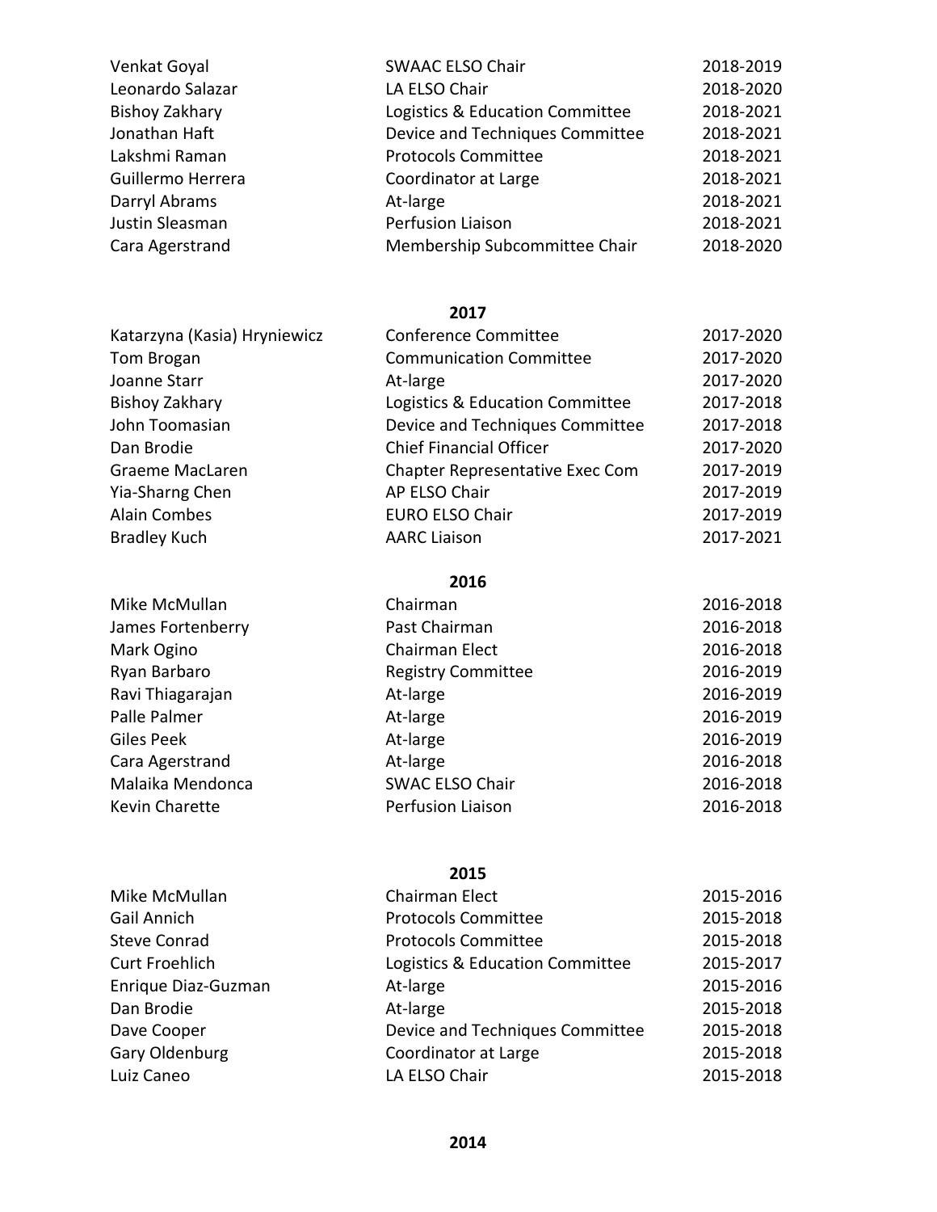| | | |
|---|---|---|
| Venkat Goyal | SWAAC ELSO Chair | 2018-2019 |
| Leonardo Salazar | LA ELSO Chair | 2018-2020 |
| Bishoy Zakhary | Logistics & Education Committee | 2018-2021 |
| Jonathan Haft | Device and Techniques Committee | 2018-2021 |
| Lakshmi Raman | Protocols Committee | 2018-2021 |
| Guillermo Herrera | Coordinator at Large | 2018-2021 |
| Darryl Abrams | At-large | 2018-2021 |
| Justin Sleasman | Perfusion Liaison | 2018-2021 |
| Cara Agerstrand | Membership Subcommittee Chair | 2018-2020 |

**2017**

| | | |
|---|---|---|
| Katarzyna (Kasia) Hryniewicz | Conference Committee | 2017-2020 |
| Tom Brogan | Communication Committee | 2017-2020 |
| Joanne Starr | At-large | 2017-2020 |
| Bishoy Zakhary | Logistics & Education Committee | 2017-2018 |
| John Toomasian | Device and Techniques Committee | 2017-2018 |
| Dan Brodie | Chief Financial Officer | 2017-2020 |
| Graeme MacLaren | Chapter Representative Exec Com | 2017-2019 |
| Yia-Sharng Chen | AP ELSO Chair | 2017-2019 |
| Alain Combes | EURO ELSO Chair | 2017-2019 |
| Bradley Kuch | AARC Liaison | 2017-2021 |

**2016**

| | | |
|---|---|---|
| Mike McMullan | Chairman | 2016-2018 |
| James Fortenberry | Past Chairman | 2016-2018 |
| Mark Ogino | Chairman Elect | 2016-2018 |
| Ryan Barbaro | Registry Committee | 2016-2019 |
| Ravi Thiagarajan | At-large | 2016-2019 |
| Palle Palmer | At-large | 2016-2019 |
| Giles Peek | At-large | 2016-2019 |
| Cara Agerstrand | At-large | 2016-2018 |
| Malaika Mendonca | SWAC ELSO Chair | 2016-2018 |
| Kevin Charette | Perfusion Liaison | 2016-2018 |

**2015**

| | | |
|---|---|---|
| Mike McMullan | Chairman Elect | 2015-2016 |
| Gail Annich | Protocols Committee | 2015-2018 |
| Steve Conrad | Protocols Committee | 2015-2018 |
| Curt Froehlich | Logistics & Education Committee | 2015-2017 |
| Enrique Diaz-Guzman | At-large | 2015-2016 |
| Dan Brodie | At-large | 2015-2018 |
| Dave Cooper | Device and Techniques Committee | 2015-2018 |
| Gary Oldenburg | Coordinator at Large | 2015-2018 |
| Luiz Caneo | LA ELSO Chair | 2015-2018 |

**2014**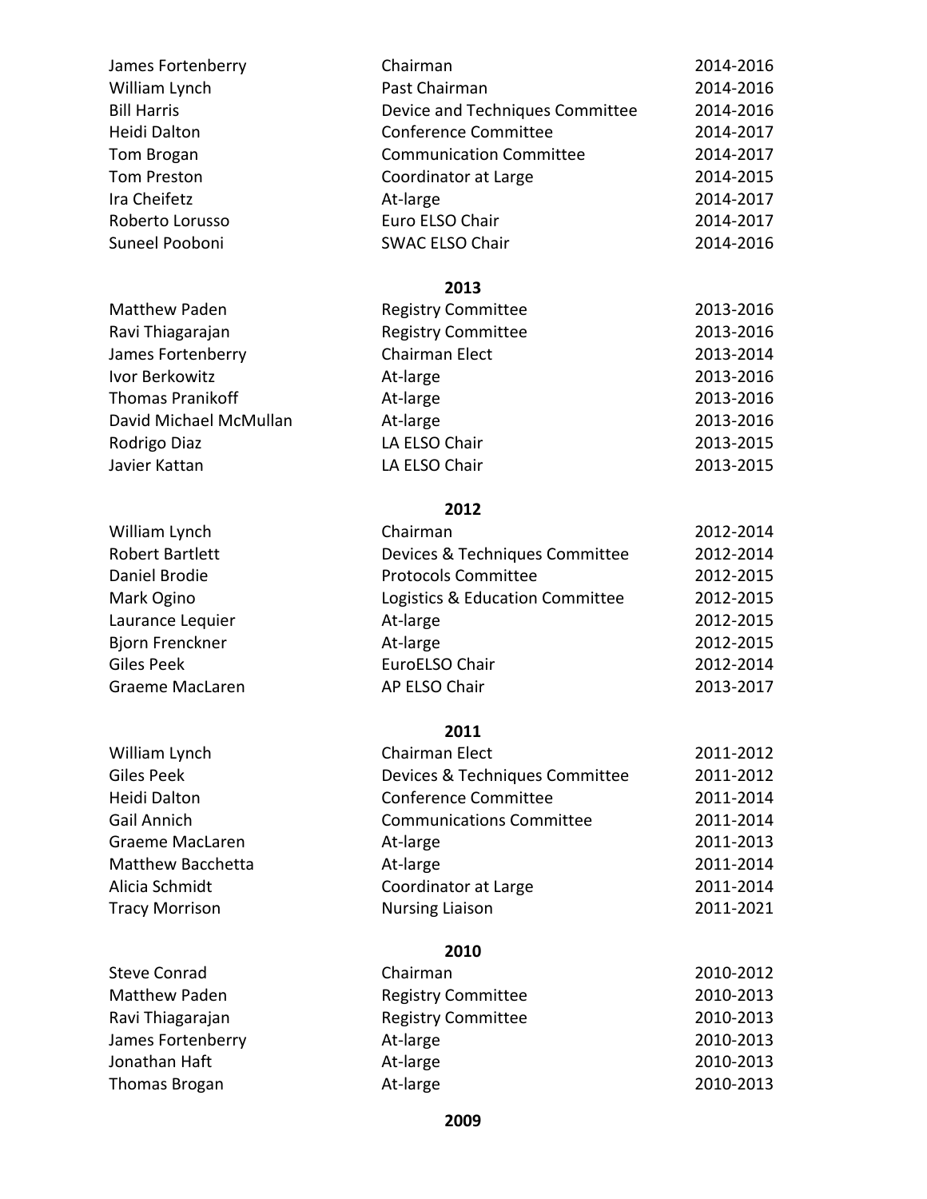| | | |
|---|---|---|
| James Fortenberry | Chairman | 2014-2016 |
| William Lynch | Past Chairman | 2014-2016 |
| Bill Harris | Device and Techniques Committee | 2014-2016 |
| Heidi Dalton | Conference Committee | 2014-2017 |
| Tom Brogan | Communication Committee | 2014-2017 |
| Tom Preston | Coordinator at Large | 2014-2015 |
| Ira Cheifetz | At-large | 2014-2017 |
| Roberto Lorusso | Euro ELSO Chair | 2014-2017 |
| Suneel Pooboni | SWAC ELSO Chair | 2014-2016 |

**2013**

| | | |
|---|---|---|
| Matthew Paden | Registry Committee | 2013-2016 |
| Ravi Thiagarajan | Registry Committee | 2013-2016 |
| James Fortenberry | Chairman Elect | 2013-2014 |
| Ivor Berkowitz | At-large | 2013-2016 |
| Thomas Pranikoff | At-large | 2013-2016 |
| David Michael McMullan | At-large | 2013-2016 |
| Rodrigo Diaz | LA ELSO Chair | 2013-2015 |
| Javier Kattan | LA ELSO Chair | 2013-2015 |

**2012**

| | | |
|---|---|---|
| William Lynch | Chairman | 2012-2014 |
| Robert Bartlett | Devices & Techniques Committee | 2012-2014 |
| Daniel Brodie | Protocols Committee | 2012-2015 |
| Mark Ogino | Logistics & Education Committee | 2012-2015 |
| Laurance Lequier | At-large | 2012-2015 |
| Bjorn Frenckner | At-large | 2012-2015 |
| Giles Peek | EuroELSO Chair | 2012-2014 |
| Graeme MacLaren | AP ELSO Chair | 2013-2017 |

**2011**

| | | |
|---|---|---|
| William Lynch | Chairman Elect | 2011-2012 |
| Giles Peek | Devices & Techniques Committee | 2011-2012 |
| Heidi Dalton | Conference Committee | 2011-2014 |
| Gail Annich | Communications Committee | 2011-2014 |
| Graeme MacLaren | At-large | 2011-2013 |
| Matthew Bacchetta | At-large | 2011-2014 |
| Alicia Schmidt | Coordinator at Large | 2011-2014 |
| Tracy Morrison | Nursing Liaison | 2011-2021 |

**2010**

| | | |
|---|---|---|
| Steve Conrad | Chairman | 2010-2012 |
| Matthew Paden | Registry Committee | 2010-2013 |
| Ravi Thiagarajan | Registry Committee | 2010-2013 |
| James Fortenberry | At-large | 2010-2013 |
| Jonathan Haft | At-large | 2010-2013 |
| Thomas Brogan | At-large | 2010-2013 |

**2009**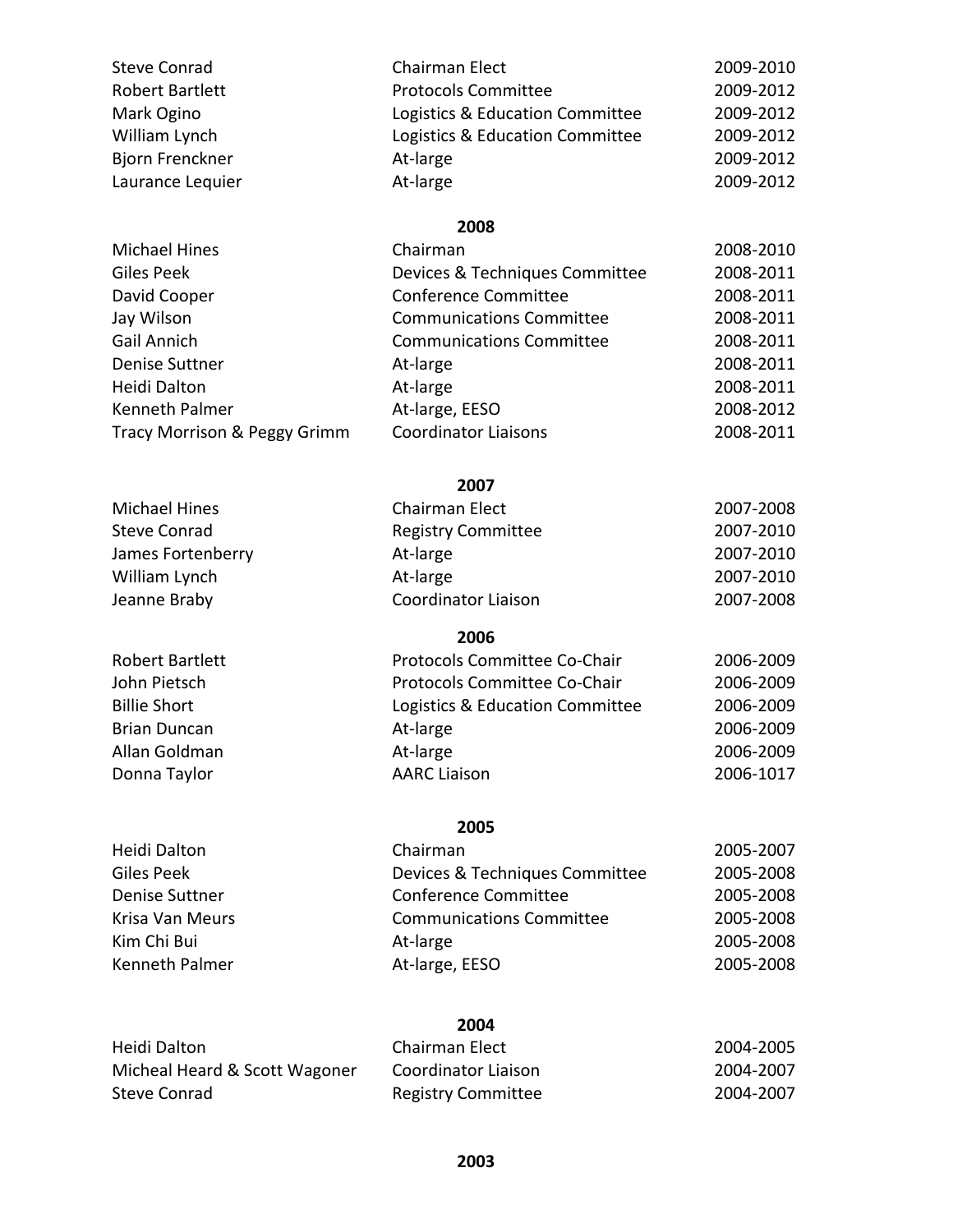| | | |
|---|---|---|
| Steve Conrad | Chairman Elect | 2009-2010 |
| Robert Bartlett | Protocols Committee | 2009-2012 |
| Mark Ogino | Logistics & Education Committee | 2009-2012 |
| William Lynch | Logistics & Education Committee | 2009-2012 |
| Bjorn Frenckner | At-large | 2009-2012 |
| Laurance Lequier | At-large | 2009-2012 |

**2008**

| | | |
|---|---|---|
| Michael Hines | Chairman | 2008-2010 |
| Giles Peek | Devices & Techniques Committee | 2008-2011 |
| David Cooper | Conference Committee | 2008-2011 |
| Jay Wilson | Communications Committee | 2008-2011 |
| Gail Annich | Communications Committee | 2008-2011 |
| Denise Suttner | At-large | 2008-2011 |
| Heidi Dalton | At-large | 2008-2011 |
| Kenneth Palmer | At-large, EESO | 2008-2012 |
| Tracy Morrison & Peggy Grimm | Coordinator Liaisons | 2008-2011 |

**2007**

| | | |
|---|---|---|
| Michael Hines | Chairman Elect | 2007-2008 |
| Steve Conrad | Registry Committee | 2007-2010 |
| James Fortenberry | At-large | 2007-2010 |
| William Lynch | At-large | 2007-2010 |
| Jeanne Braby | Coordinator Liaison | 2007-2008 |

**2006**

| | | |
|---|---|---|
| Robert Bartlett | Protocols Committee Co-Chair | 2006-2009 |
| John Pietsch | Protocols Committee Co-Chair | 2006-2009 |
| Billie Short | Logistics & Education Committee | 2006-2009 |
| Brian Duncan | At-large | 2006-2009 |
| Allan Goldman | At-large | 2006-2009 |
| Donna Taylor | AARC Liaison | 2006-1017 |

**2005**

| | | |
|---|---|---|
| Heidi Dalton | Chairman | 2005-2007 |
| Giles Peek | Devices & Techniques Committee | 2005-2008 |
| Denise Suttner | Conference Committee | 2005-2008 |
| Krisa Van Meurs | Communications Committee | 2005-2008 |
| Kim Chi Bui | At-large | 2005-2008 |
| Kenneth Palmer | At-large, EESO | 2005-2008 |

**2004**

| | | |
|---|---|---|
| Heidi Dalton | Chairman Elect | 2004-2005 |
| Micheal Heard & Scott Wagoner | Coordinator Liaison | 2004-2007 |
| Steve Conrad | Registry Committee | 2004-2007 |

**2003**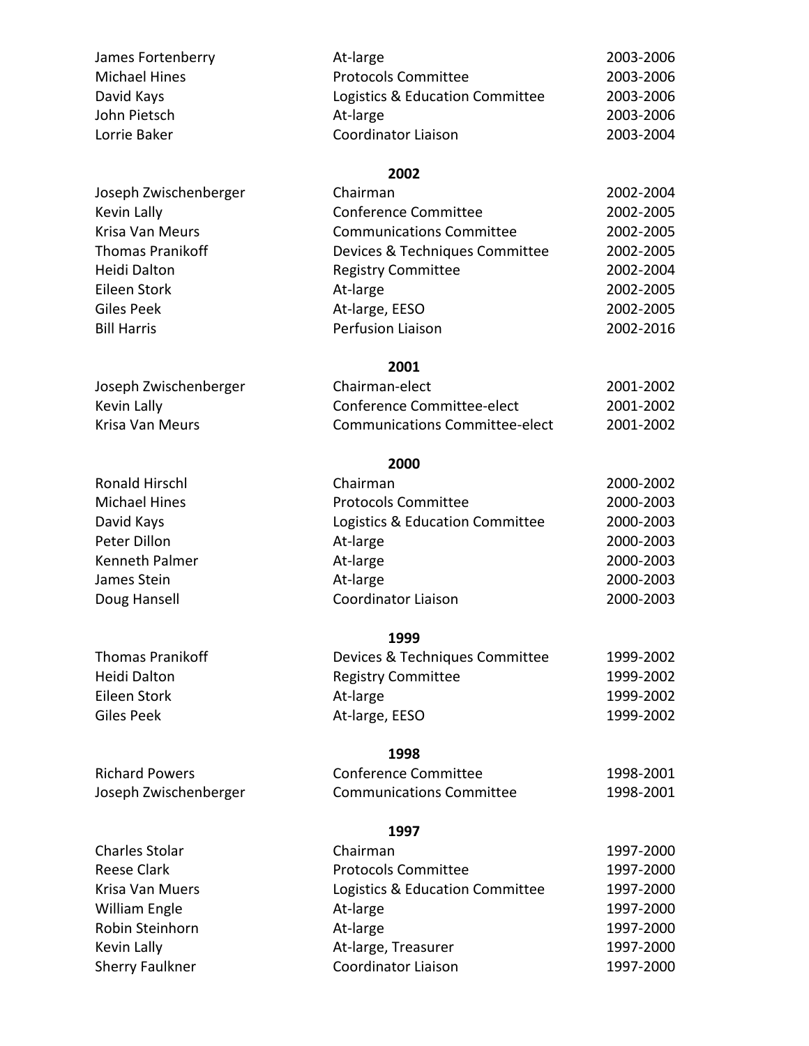| | | |
|---|---|---|
| James Fortenberry | At-large | 2003-2006 |
| Michael Hines | Protocols Committee | 2003-2006 |
| David Kays | Logistics & Education Committee | 2003-2006 |
| John Pietsch | At-large | 2003-2006 |
| Lorrie Baker | Coordinator Liaison | 2003-2004 |

**2002**

| | | |
|---|---|---|
| Joseph Zwischenberger | Chairman | 2002-2004 |
| Kevin Lally | Conference Committee | 2002-2005 |
| Krisa Van Meurs | Communications Committee | 2002-2005 |
| Thomas Pranikoff | Devices & Techniques Committee | 2002-2005 |
| Heidi Dalton | Registry Committee | 2002-2004 |
| Eileen Stork | At-large | 2002-2005 |
| Giles Peek | At-large, EESO | 2002-2005 |
| Bill Harris | Perfusion Liaison | 2002-2016 |

**2001**

| | | |
|---|---|---|
| Joseph Zwischenberger | Chairman-elect | 2001-2002 |
| Kevin Lally | Conference Committee-elect | 2001-2002 |
| Krisa Van Meurs | Communications Committee-elect | 2001-2002 |

**2000**

| | | |
|---|---|---|
| Ronald Hirschl | Chairman | 2000-2002 |
| Michael Hines | Protocols Committee | 2000-2003 |
| David Kays | Logistics & Education Committee | 2000-2003 |
| Peter Dillon | At-large | 2000-2003 |
| Kenneth Palmer | At-large | 2000-2003 |
| James Stein | At-large | 2000-2003 |
| Doug Hansell | Coordinator Liaison | 2000-2003 |

**1999**

| | | |
|---|---|---|
| Thomas Pranikoff | Devices & Techniques Committee | 1999-2002 |
| Heidi Dalton | Registry Committee | 1999-2002 |
| Eileen Stork | At-large | 1999-2002 |
| Giles Peek | At-large, EESO | 1999-2002 |

**1998**

| | | |
|---|---|---|
| Richard Powers | Conference Committee | 1998-2001 |
| Joseph Zwischenberger | Communications Committee | 1998-2001 |

**1997**

| | | |
|---|---|---|
| Charles Stolar | Chairman | 1997-2000 |
| Reese Clark | Protocols Committee | 1997-2000 |
| Krisa Van Muers | Logistics & Education Committee | 1997-2000 |
| William Engle | At-large | 1997-2000 |
| Robin Steinhorn | At-large | 1997-2000 |
| Kevin Lally | At-large, Treasurer | 1997-2000 |
| Sherry Faulkner | Coordinator Liaison | 1997-2000 |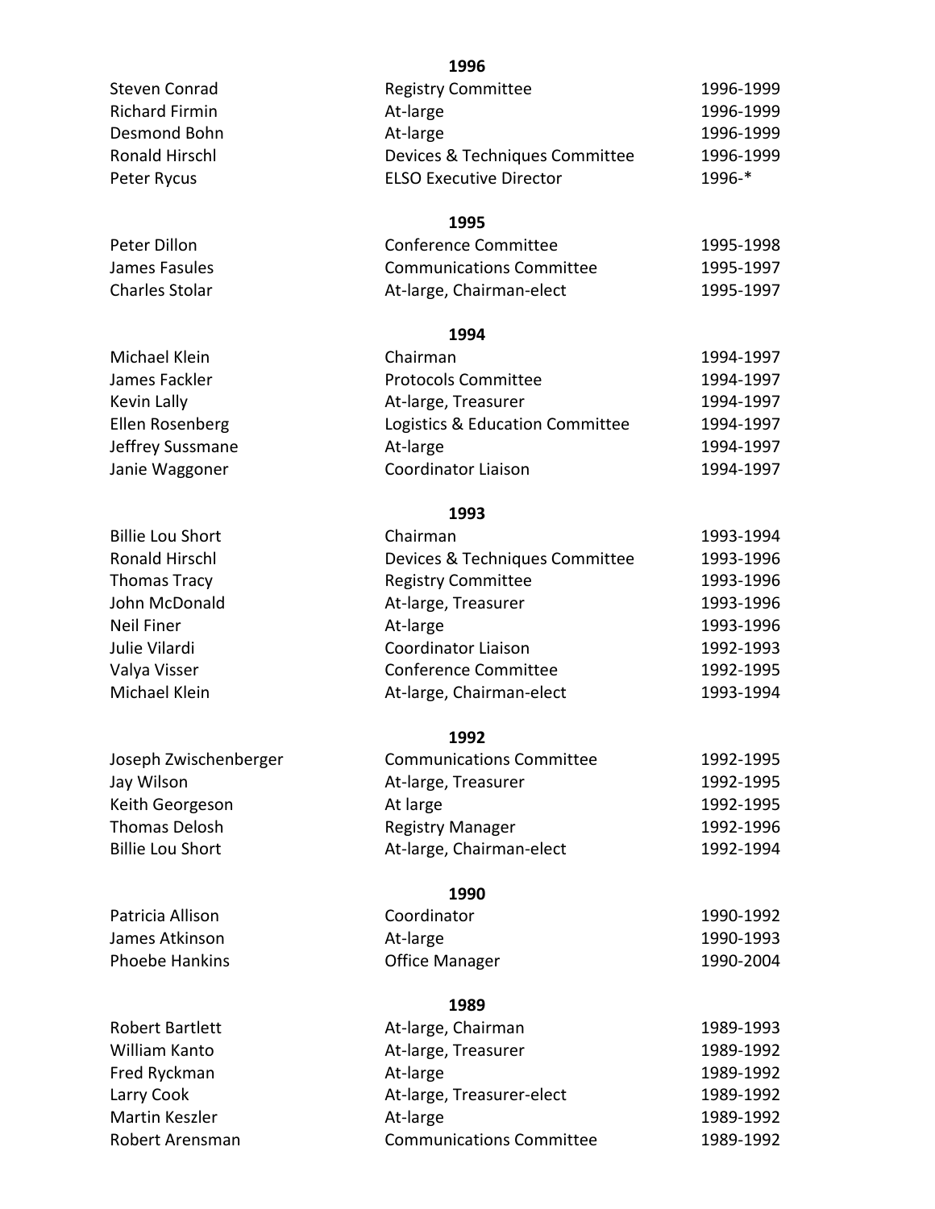**1996**

| | | |
|---|---|---|
| Steven Conrad | Registry Committee | 1996-1999 |
| Richard Firmin | At-large | 1996-1999 |
| Desmond Bohn | At-large | 1996-1999 |
| Ronald Hirschl | Devices & Techniques Committee | 1996-1999 |
| Peter Rycus | ELSO Executive Director | 1996-* |

**1995**

| | | |
|---|---|---|
| Peter Dillon | Conference Committee | 1995-1998 |
| James Fasules | Communications Committee | 1995-1997 |
| Charles Stolar | At-large, Chairman-elect | 1995-1997 |

**1994**

| | | |
|---|---|---|
| Michael Klein | Chairman | 1994-1997 |
| James Fackler | Protocols Committee | 1994-1997 |
| Kevin Lally | At-large, Treasurer | 1994-1997 |
| Ellen Rosenberg | Logistics & Education Committee | 1994-1997 |
| Jeffrey Sussmane | At-large | 1994-1997 |
| Janie Waggoner | Coordinator Liaison | 1994-1997 |

**1993**

| | | |
|---|---|---|
| Billie Lou Short | Chairman | 1993-1994 |
| Ronald Hirschl | Devices & Techniques Committee | 1993-1996 |
| Thomas Tracy | Registry Committee | 1993-1996 |
| John McDonald | At-large, Treasurer | 1993-1996 |
| Neil Finer | At-large | 1993-1996 |
| Julie Vilardi | Coordinator Liaison | 1992-1993 |
| Valya Visser | Conference Committee | 1992-1995 |
| Michael Klein | At-large, Chairman-elect | 1993-1994 |

**1992**

| | | |
|---|---|---|
| Joseph Zwischenberger | Communications Committee | 1992-1995 |
| Jay Wilson | At-large, Treasurer | 1992-1995 |
| Keith Georgeson | At large | 1992-1995 |
| Thomas Delosh | Registry Manager | 1992-1996 |
| Billie Lou Short | At-large, Chairman-elect | 1992-1994 |

**1990**

| | | |
|---|---|---|
| Patricia Allison | Coordinator | 1990-1992 |
| James Atkinson | At-large | 1990-1993 |
| Phoebe Hankins | Office Manager | 1990-2004 |

**1989**

| | | |
|---|---|---|
| Robert Bartlett | At-large, Chairman | 1989-1993 |
| William Kanto | At-large, Treasurer | 1989-1992 |
| Fred Ryckman | At-large | 1989-1992 |
| Larry Cook | At-large, Treasurer-elect | 1989-1992 |
| Martin Keszler | At-large | 1989-1992 |
| Robert Arensman | Communications Committee | 1989-1992 |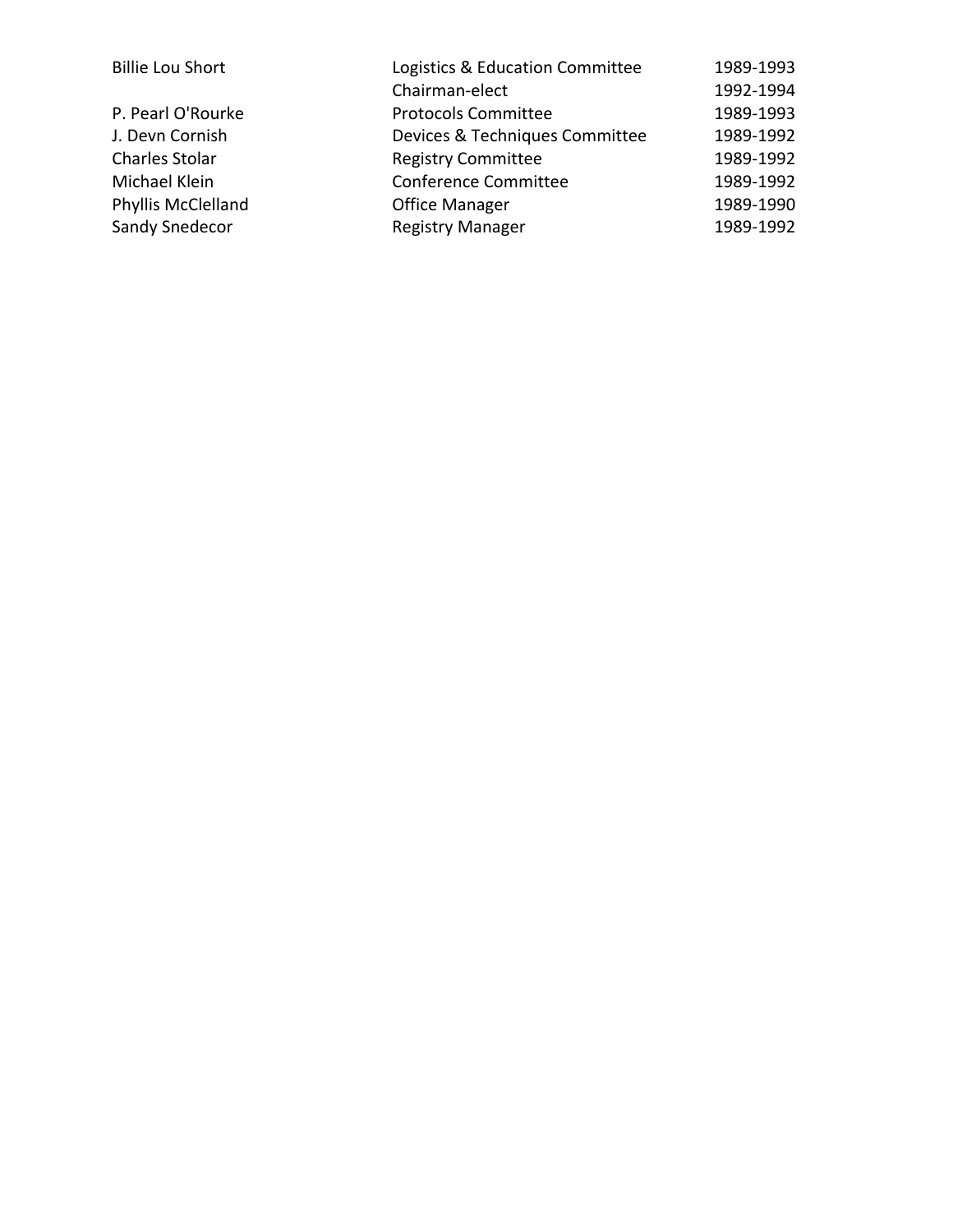| | | |
|---|---|---|
| Billie Lou Short | Logistics & Education Committee | 1989-1993 |
| | Chairman-elect | 1992-1994 |
| P. Pearl O'Rourke | Protocols Committee | 1989-1993 |
| J. Devn Cornish | Devices & Techniques Committee | 1989-1992 |
| Charles Stolar | Registry Committee | 1989-1992 |
| Michael Klein | Conference Committee | 1989-1992 |
| Phyllis McClelland | Office Manager | 1989-1990 |
| Sandy Snedecor | Registry Manager | 1989-1992 |